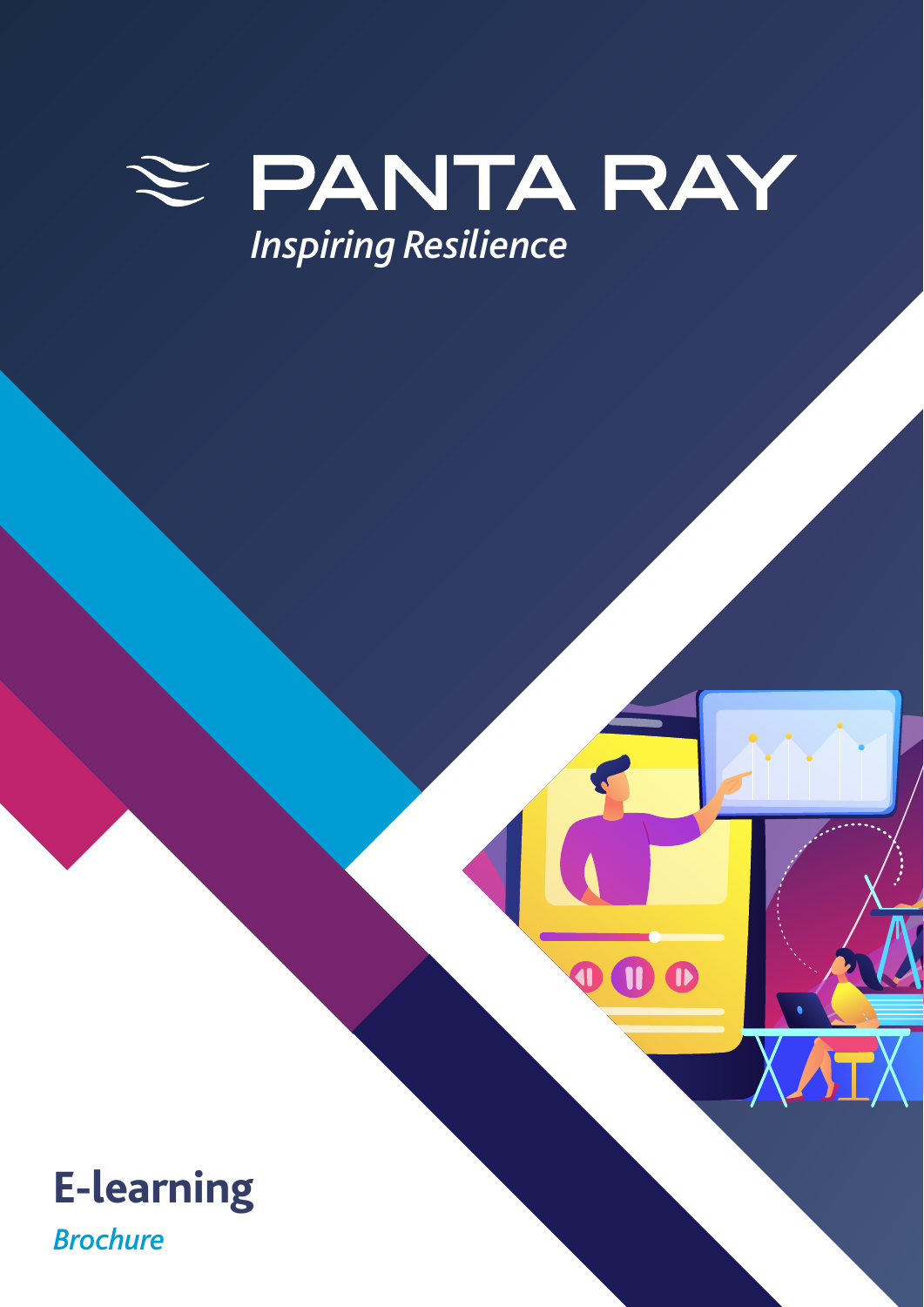# PANTA RAY

*Inspiring Resilience*

## E-learning

*Brochure*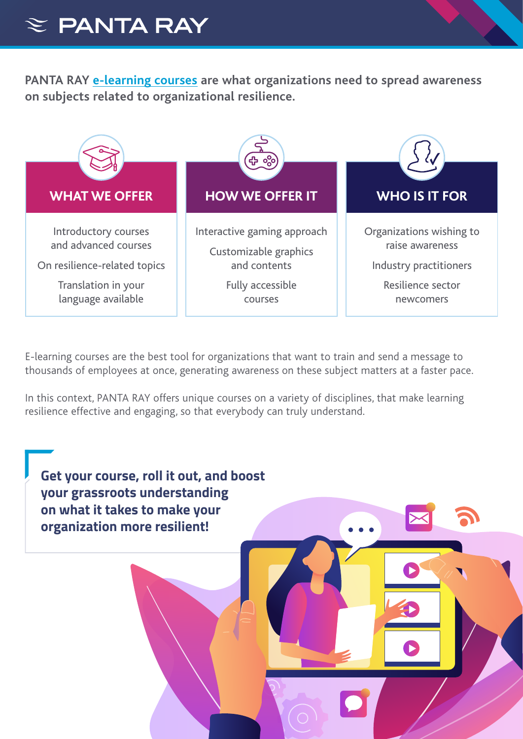PANTA RAY **e-learning courses** are what organizations need to spread awareness on subjects related to organizational resilience.

## WHAT WE OFFER

- Introductory courses and advanced courses
- On resilience-related topics
- Translation in your language available

## HOW WE OFFER IT

- Interactive gaming approach
- Customizable graphics and contents
- Fully accessible courses

## WHO IS IT FOR

- Organizations wishing to raise awareness
- Industry practitioners
- Resilience sector newcomers

E-learning courses are the best tool for organizations that want to train and send a message to thousands of employees at once, generating awareness on these subject matters at a faster pace.

In this context, PANTA RAY offers unique courses on a variety of disciplines, that make learning resilience effective and engaging, so that everybody can truly understand.

**Get your course, roll it out, and boost your grassroots understanding on what it takes to make your organization more resilient!**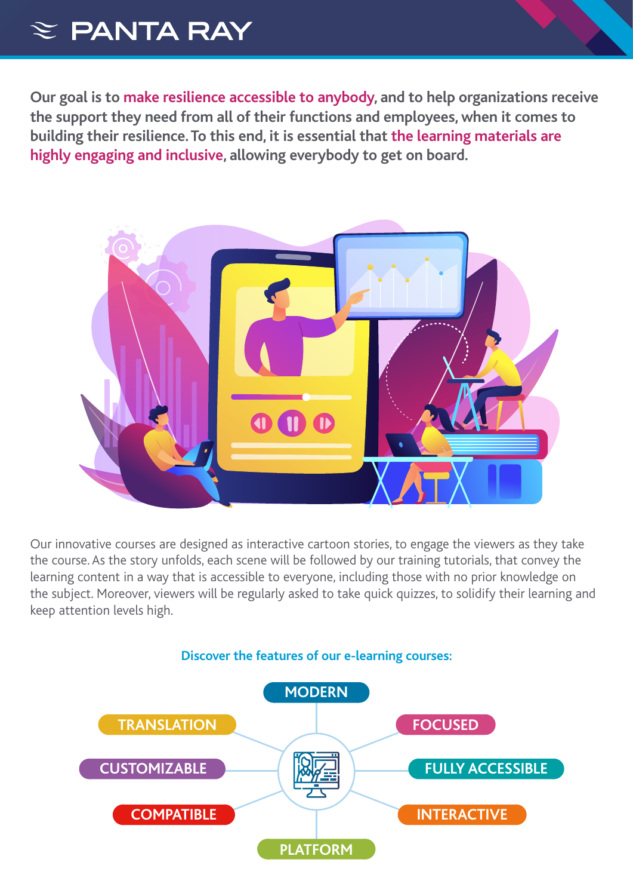**Our goal is to make resilience accessible to anybody, and to help organizations receive the support they need from all of their functions and employees, when it comes to building their resilience. To this end, it is essential that the learning materials are highly engaging and inclusive, allowing everybody to get on board.**

Our innovative courses are designed as interactive cartoon stories, to engage the viewers as they take the course. As the story unfolds, each scene will be followed by our training tutorials, that convey the learning content in a way that is accessible to everyone, including those with no prior knowledge on the subject. Moreover, viewers will be regularly asked to take quick quizzes, to solidify their learning and keep attention levels high.

**Discover the features of our e-learning courses:**

- MODERN
- FOCUSED
- FULLY ACCESSIBLE
- INTERACTIVE
- PLATFORM
- COMPATIBLE
- CUSTOMIZABLE
- TRANSLATION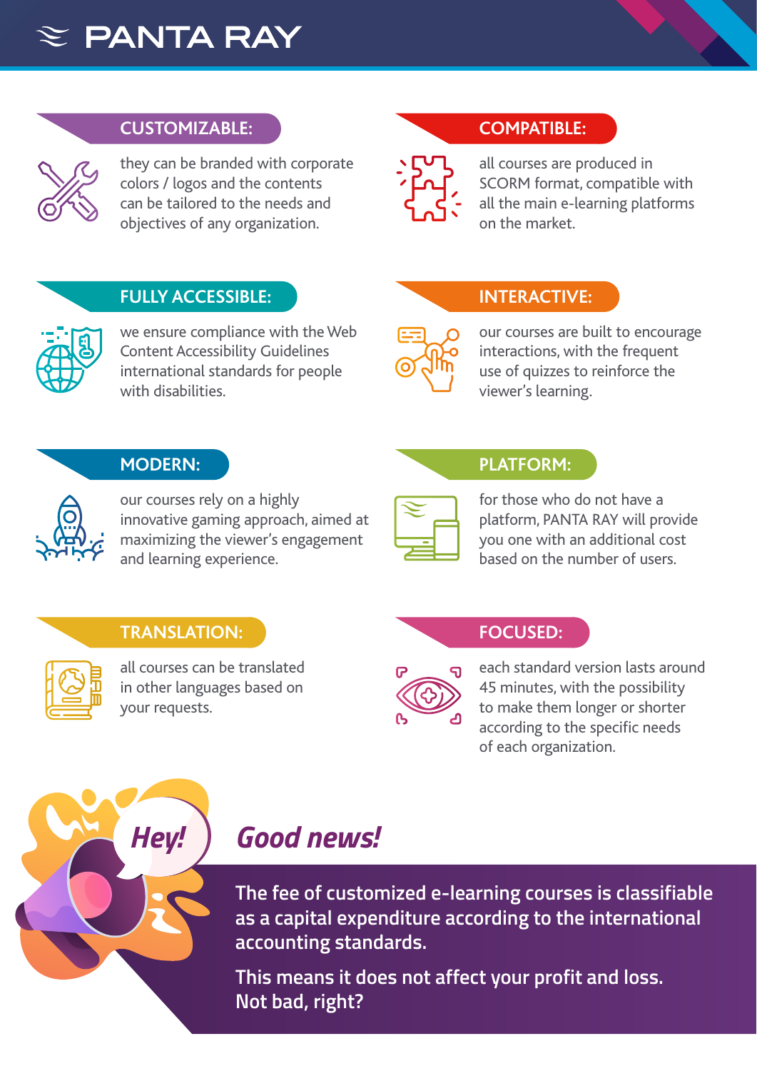# PANTA RAY

## CUSTOMIZABLE:

they can be branded with corporate colors / logos and the contents can be tailored to the needs and objectives of any organization.

## COMPATIBLE:

all courses are produced in SCORM format, compatible with all the main e-learning platforms on the market.

## FULLY ACCESSIBLE:

we ensure compliance with the Web Content Accessibility Guidelines international standards for people with disabilities.

## INTERACTIVE:

our courses are built to encourage interactions, with the frequent use of quizzes to reinforce the viewer's learning.

## MODERN:

our courses rely on a highly innovative gaming approach, aimed at maximizing the viewer's engagement and learning experience.

## PLATFORM:

for those who do not have a platform, PANTA RAY will provide you one with an additional cost based on the number of users.

## TRANSLATION:

all courses can be translated in other languages based on your requests.

## FOCUSED:

each standard version lasts around 45 minutes, with the possibility to make them longer or shorter according to the specific needs of each organization.

*Hey!*

## *Good news!*

The fee of customized e-learning courses is classifiable as a capital expenditure according to the international accounting standards.

This means it does not affect your profit and loss. Not bad, right?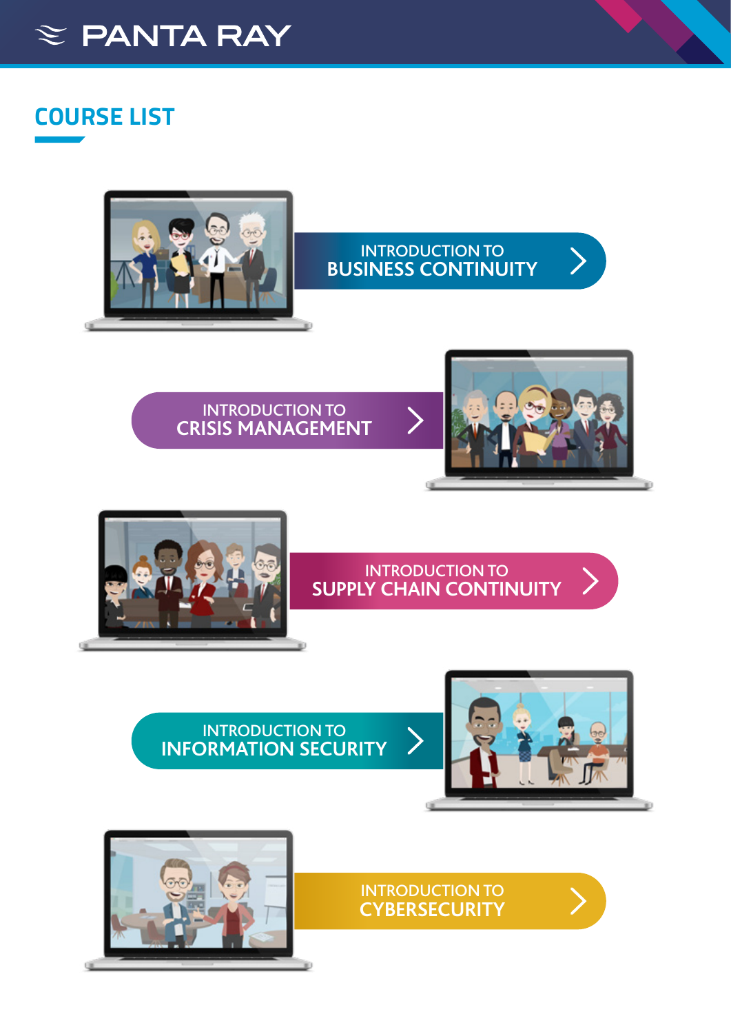## COURSE LIST

INTRODUCTION TO **BUSINESS CONTINUITY**

INTRODUCTION TO **CRISIS MANAGEMENT**

INTRODUCTION TO **SUPPLY CHAIN CONTINUITY**

INTRODUCTION TO **INFORMATION SECURITY**

INTRODUCTION TO **CYBERSECURITY**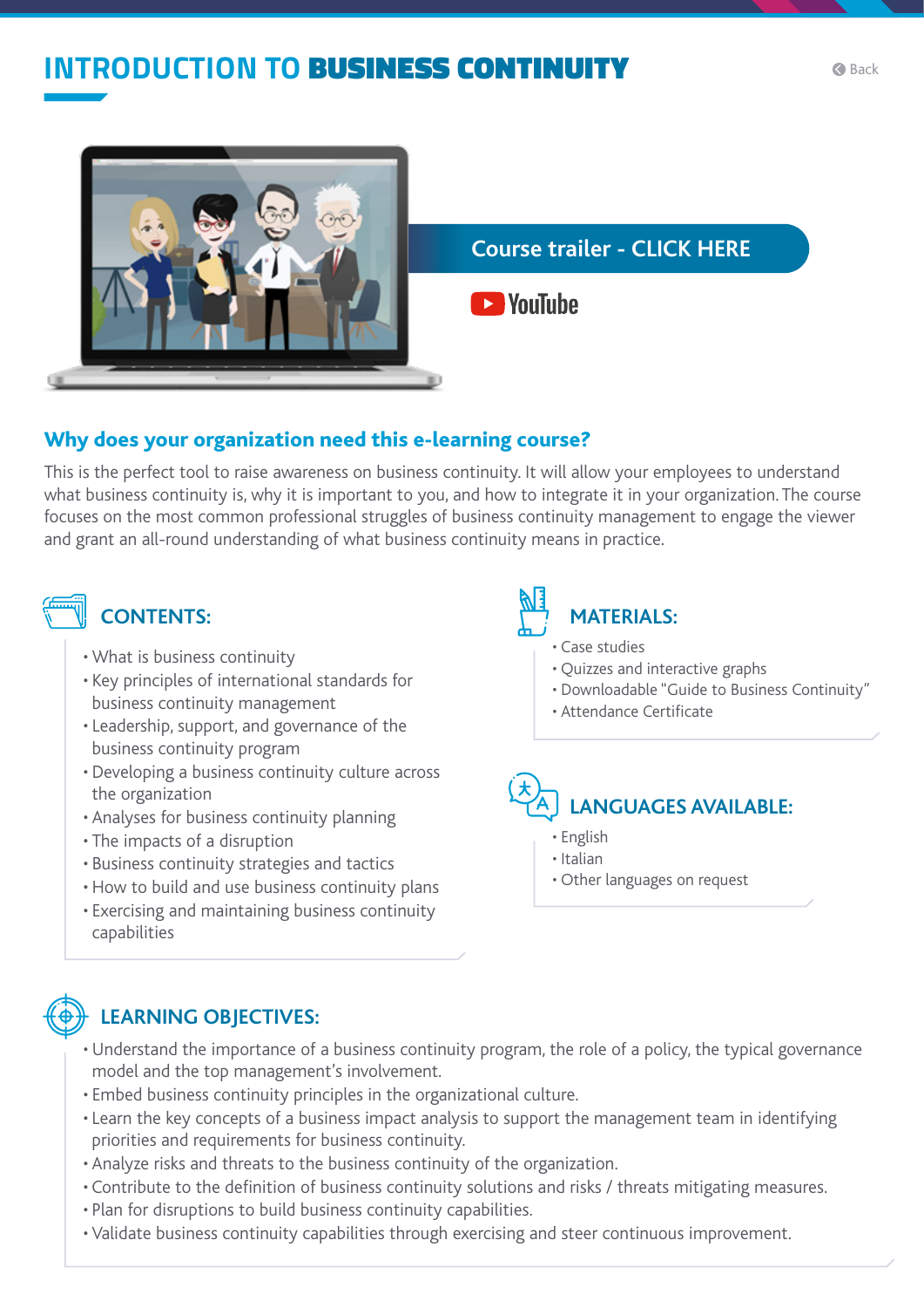# INTRODUCTION TO **BUSINESS CONTINUITY**

Back

Course trailer - CLICK HERE

YouTube

## Why does your organization need this e-learning course?

This is the perfect tool to raise awareness on business continuity. It will allow your employees to understand what business continuity is, why it is important to you, and how to integrate it in your organization. The course focuses on the most common professional struggles of business continuity management to engage the viewer and grant an all-round understanding of what business continuity means in practice.

### CONTENTS:

- What is business continuity
- Key principles of international standards for business continuity management
- Leadership, support, and governance of the business continuity program
- Developing a business continuity culture across the organization
- Analyses for business continuity planning
- The impacts of a disruption
- Business continuity strategies and tactics
- How to build and use business continuity plans
- Exercising and maintaining business continuity capabilities

### MATERIALS:

- Case studies
- Quizzes and interactive graphs
- Downloadable "Guide to Business Continuity"
- Attendance Certificate

### LANGUAGES AVAILABLE:

- English
- Italian
- Other languages on request

### LEARNING OBJECTIVES:

- Understand the importance of a business continuity program, the role of a policy, the typical governance model and the top management's involvement.
- Embed business continuity principles in the organizational culture.
- Learn the key concepts of a business impact analysis to support the management team in identifying priorities and requirements for business continuity.
- Analyze risks and threats to the business continuity of the organization.
- Contribute to the definition of business continuity solutions and risks / threats mitigating measures.
- Plan for disruptions to build business continuity capabilities.
- Validate business continuity capabilities through exercising and steer continuous improvement.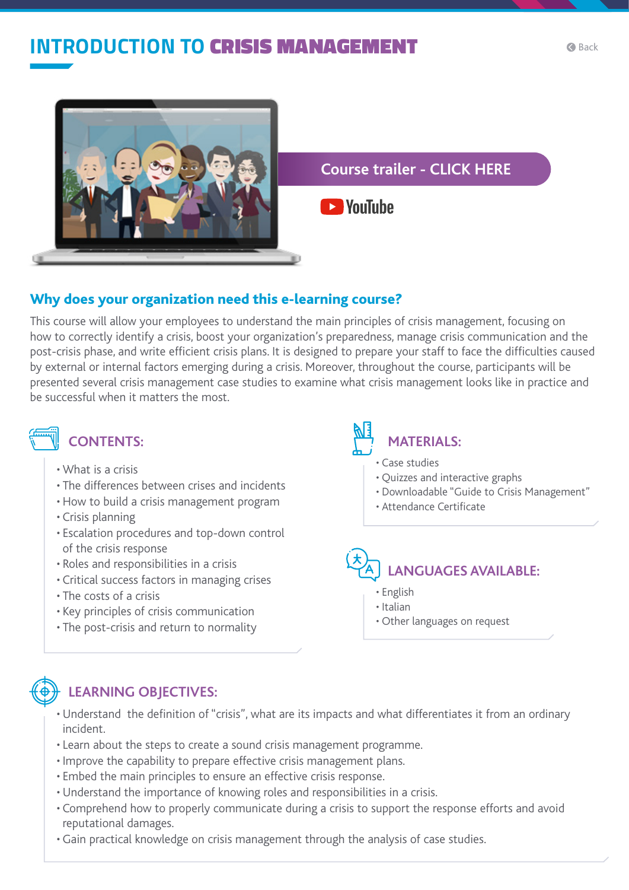# INTRODUCTION TO CRISIS MANAGEMENT

Back

Course trailer - CLICK HERE

YouTube

## Why does your organization need this e-learning course?

This course will allow your employees to understand the main principles of crisis management, focusing on how to correctly identify a crisis, boost your organization's preparedness, manage crisis communication and the post-crisis phase, and write efficient crisis plans. It is designed to prepare your staff to face the difficulties caused by external or internal factors emerging during a crisis. Moreover, throughout the course, participants will be presented several crisis management case studies to examine what crisis management looks like in practice and be successful when it matters the most.

## CONTENTS:

- What is a crisis
- The differences between crises and incidents
- How to build a crisis management program
- Crisis planning
- Escalation procedures and top-down control of the crisis response
- Roles and responsibilities in a crisis
- Critical success factors in managing crises
- The costs of a crisis
- Key principles of crisis communication
- The post-crisis and return to normality

## MATERIALS:

- Case studies
- Quizzes and interactive graphs
- Downloadable "Guide to Crisis Management"
- Attendance Certificate

## LANGUAGES AVAILABLE:

- English
- Italian
- Other languages on request

## LEARNING OBJECTIVES:

- Understand the definition of "crisis", what are its impacts and what differentiates it from an ordinary incident.
- Learn about the steps to create a sound crisis management programme.
- Improve the capability to prepare effective crisis management plans.
- Embed the main principles to ensure an effective crisis response.
- Understand the importance of knowing roles and responsibilities in a crisis.
- Comprehend how to properly communicate during a crisis to support the response efforts and avoid reputational damages.
- Gain practical knowledge on crisis management through the analysis of case studies.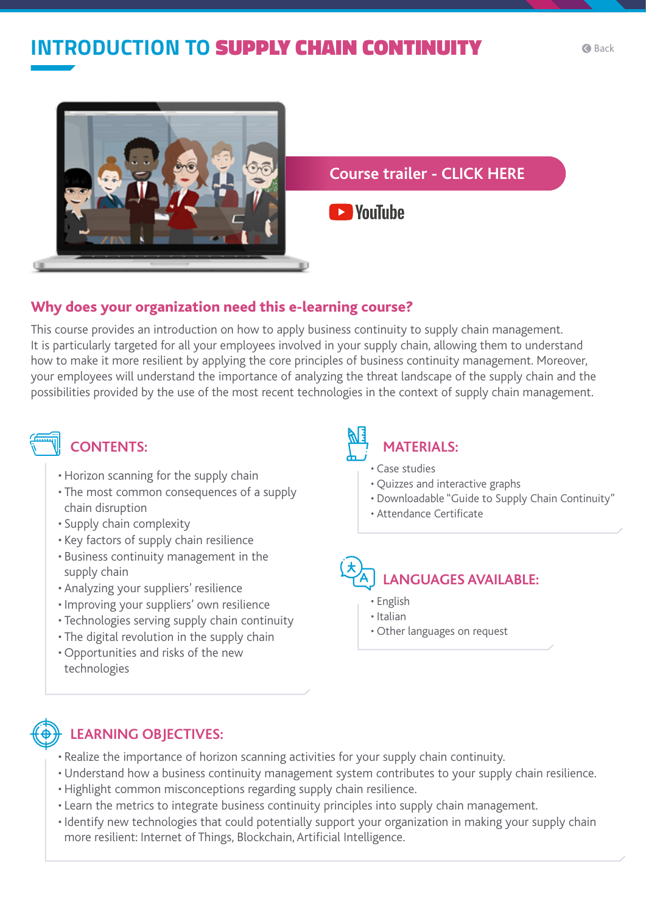# INTRODUCTION TO SUPPLY CHAIN CONTINUITY

Back

Course trailer - CLICK HERE

YouTube

## Why does your organization need this e-learning course?

This course provides an introduction on how to apply business continuity to supply chain management. It is particularly targeted for all your employees involved in your supply chain, allowing them to understand how to make it more resilient by applying the core principles of business continuity management. Moreover, your employees will understand the importance of analyzing the threat landscape of the supply chain and the possibilities provided by the use of the most recent technologies in the context of supply chain management.

### CONTENTS:

- Horizon scanning for the supply chain
- The most common consequences of a supply chain disruption
- Supply chain complexity
- Key factors of supply chain resilience
- Business continuity management in the supply chain
- Analyzing your suppliers' resilience
- Improving your suppliers' own resilience
- Technologies serving supply chain continuity
- The digital revolution in the supply chain
- Opportunities and risks of the new technologies

### MATERIALS:

- Case studies
- Quizzes and interactive graphs
- Downloadable "Guide to Supply Chain Continuity"
- Attendance Certificate

### LANGUAGES AVAILABLE:

- English
- Italian
- Other languages on request

### LEARNING OBJECTIVES:

- Realize the importance of horizon scanning activities for your supply chain continuity.
- Understand how a business continuity management system contributes to your supply chain resilience.
- Highlight common misconceptions regarding supply chain resilience.
- Learn the metrics to integrate business continuity principles into supply chain management.
- Identify new technologies that could potentially support your organization in making your supply chain more resilient: Internet of Things, Blockchain, Artificial Intelligence.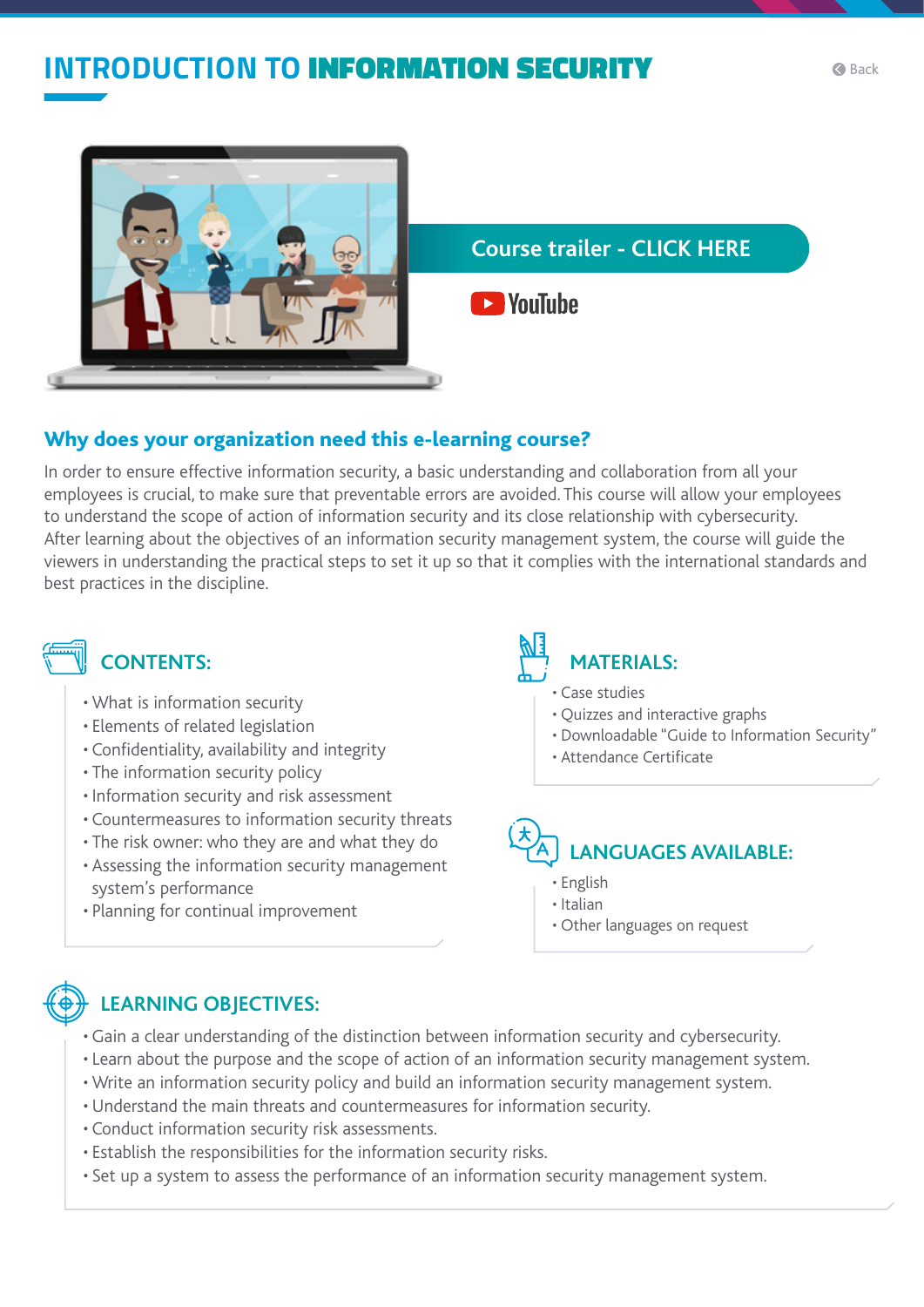# INTRODUCTION TO **INFORMATION SECURITY**

Back

Course trailer - CLICK HERE

YouTube

## Why does your organization need this e-learning course?

In order to ensure effective information security, a basic understanding and collaboration from all your employees is crucial, to make sure that preventable errors are avoided. This course will allow your employees to understand the scope of action of information security and its close relationship with cybersecurity. After learning about the objectives of an information security management system, the course will guide the viewers in understanding the practical steps to set it up so that it complies with the international standards and best practices in the discipline.

### CONTENTS:

- What is information security
- Elements of related legislation
- Confidentiality, availability and integrity
- The information security policy
- Information security and risk assessment
- Countermeasures to information security threats
- The risk owner: who they are and what they do
- Assessing the information security management system's performance
- Planning for continual improvement

### MATERIALS:

- Case studies
- Quizzes and interactive graphs
- Downloadable "Guide to Information Security"
- Attendance Certificate

### LANGUAGES AVAILABLE:

- English
- Italian
- Other languages on request

### LEARNING OBJECTIVES:

- Gain a clear understanding of the distinction between information security and cybersecurity.
- Learn about the purpose and the scope of action of an information security management system.
- Write an information security policy and build an information security management system.
- Understand the main threats and countermeasures for information security.
- Conduct information security risk assessments.
- Establish the responsibilities for the information security risks.
- Set up a system to assess the performance of an information security management system.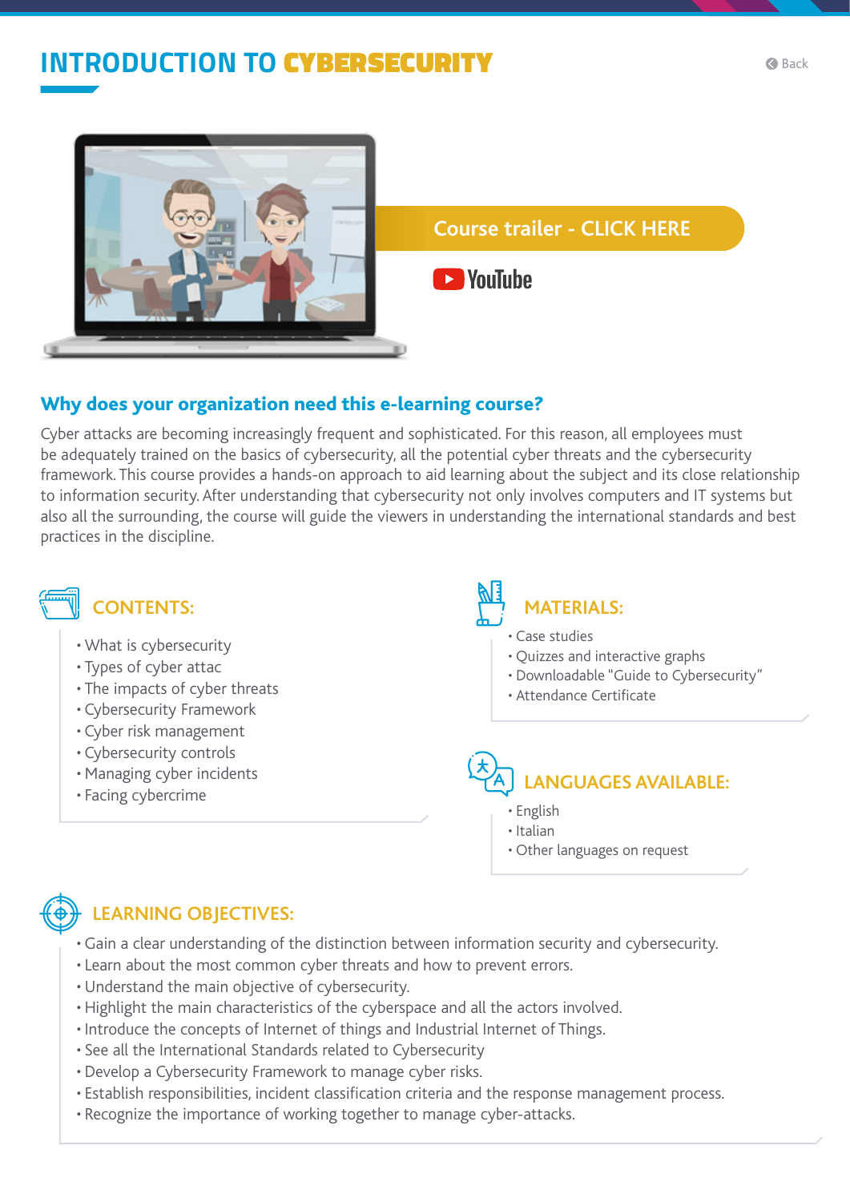# INTRODUCTION TO CYBERSECURITY

Back

Course trailer - CLICK HERE

YouTube

### Why does your organization need this e-learning course?

Cyber attacks are becoming increasingly frequent and sophisticated. For this reason, all employees must be adequately trained on the basics of cybersecurity, all the potential cyber threats and the cybersecurity framework. This course provides a hands-on approach to aid learning about the subject and its close relationship to information security. After understanding that cybersecurity not only involves computers and IT systems but also all the surrounding, the course will guide the viewers in understanding the international standards and best practices in the discipline.

### CONTENTS:

- What is cybersecurity
- Types of cyber attac
- The impacts of cyber threats
- Cybersecurity Framework
- Cyber risk management
- Cybersecurity controls
- Managing cyber incidents
- Facing cybercrime

### MATERIALS:

- Case studies
- Quizzes and interactive graphs
- Downloadable "Guide to Cybersecurity"
- Attendance Certificate

### LANGUAGES AVAILABLE:

- English
- Italian
- Other languages on request

### LEARNING OBJECTIVES:

- Gain a clear understanding of the distinction between information security and cybersecurity.
- Learn about the most common cyber threats and how to prevent errors.
- Understand the main objective of cybersecurity.
- Highlight the main characteristics of the cyberspace and all the actors involved.
- Introduce the concepts of Internet of things and Industrial Internet of Things.
- See all the International Standards related to Cybersecurity
- Develop a Cybersecurity Framework to manage cyber risks.
- Establish responsibilities, incident classification criteria and the response management process.
- Recognize the importance of working together to manage cyber-attacks.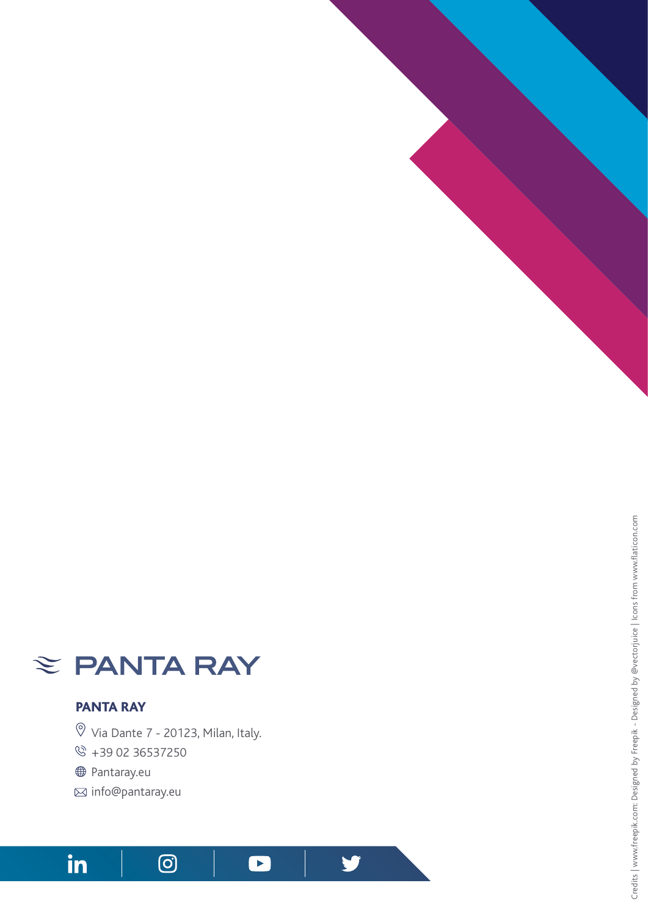PANTA RAY

**PANTA RAY**

Via Dante 7 - 20123, Milan, Italy.

+39 02 36537250

Pantaray.eu

info@pantaray.eu

Credits | www.freepik.com: Designed by Freepik - Designed by @vectorjuice | Icons from www.flaticon.com